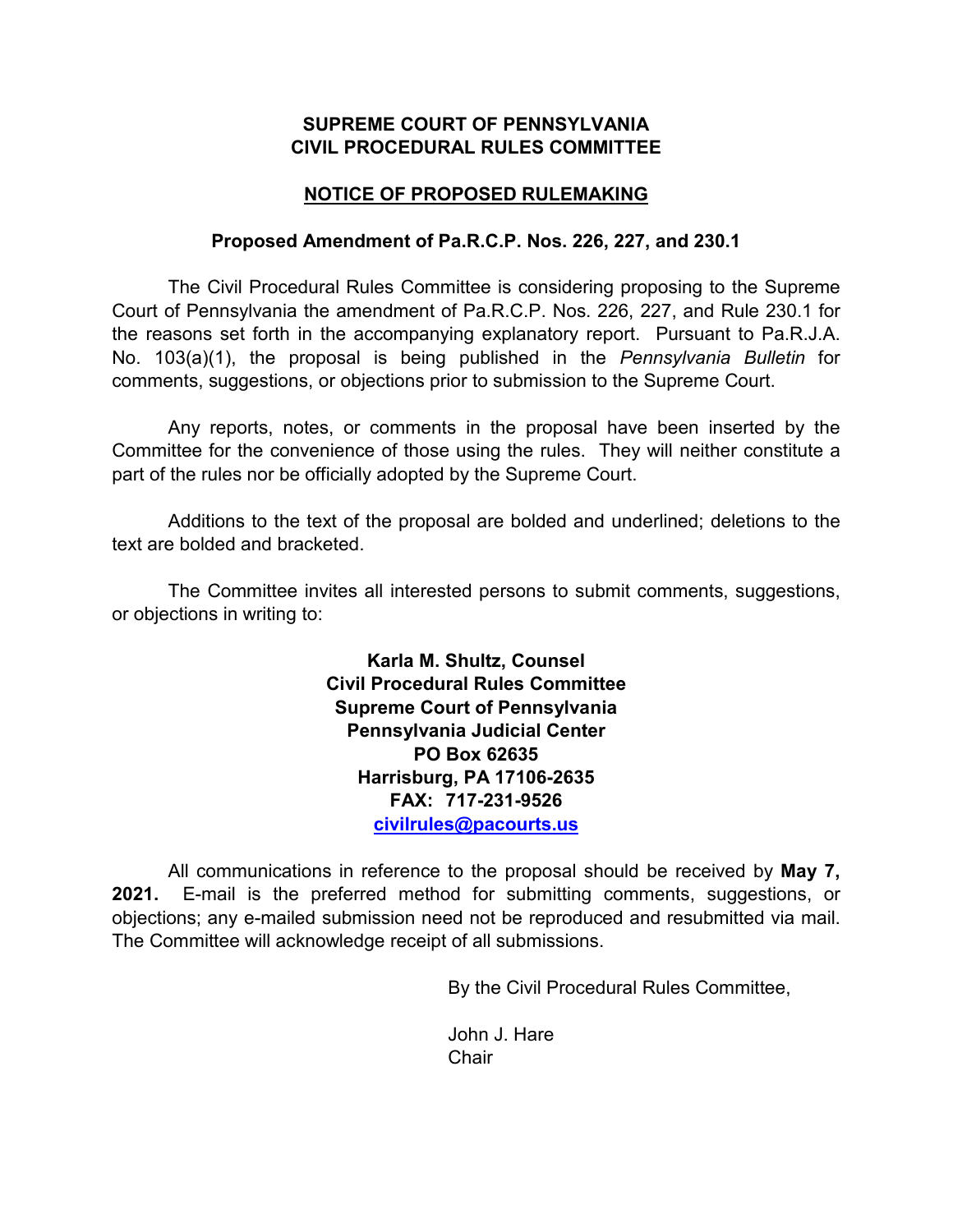**SUPREME COURT OF PENNSYLVANIA**
**CIVIL PROCEDURAL RULES COMMITTEE**

**NOTICE OF PROPOSED RULEMAKING**

**Proposed Amendment of Pa.R.C.P. Nos. 226, 227, and 230.1**

The Civil Procedural Rules Committee is considering proposing to the Supreme Court of Pennsylvania the amendment of Pa.R.C.P. Nos. 226, 227, and Rule 230.1 for the reasons set forth in the accompanying explanatory report. Pursuant to Pa.R.J.A. No. 103(a)(1), the proposal is being published in the *Pennsylvania Bulletin* for comments, suggestions, or objections prior to submission to the Supreme Court.

Any reports, notes, or comments in the proposal have been inserted by the Committee for the convenience of those using the rules. They will neither constitute a part of the rules nor be officially adopted by the Supreme Court.

Additions to the text of the proposal are bolded and underlined; deletions to the text are bolded and bracketed.

The Committee invites all interested persons to submit comments, suggestions, or objections in writing to:

**Karla M. Shultz, Counsel**
**Civil Procedural Rules Committee**
**Supreme Court of Pennsylvania**
**Pennsylvania Judicial Center**
**PO Box 62635**
**Harrisburg, PA 17106-2635**
**FAX: 717-231-9526**
**civilrules@pacourts.us**

All communications in reference to the proposal should be received by **May 7, 2021.** E-mail is the preferred method for submitting comments, suggestions, or objections; any e-mailed submission need not be reproduced and resubmitted via mail. The Committee will acknowledge receipt of all submissions.

By the Civil Procedural Rules Committee,

John J. Hare
Chair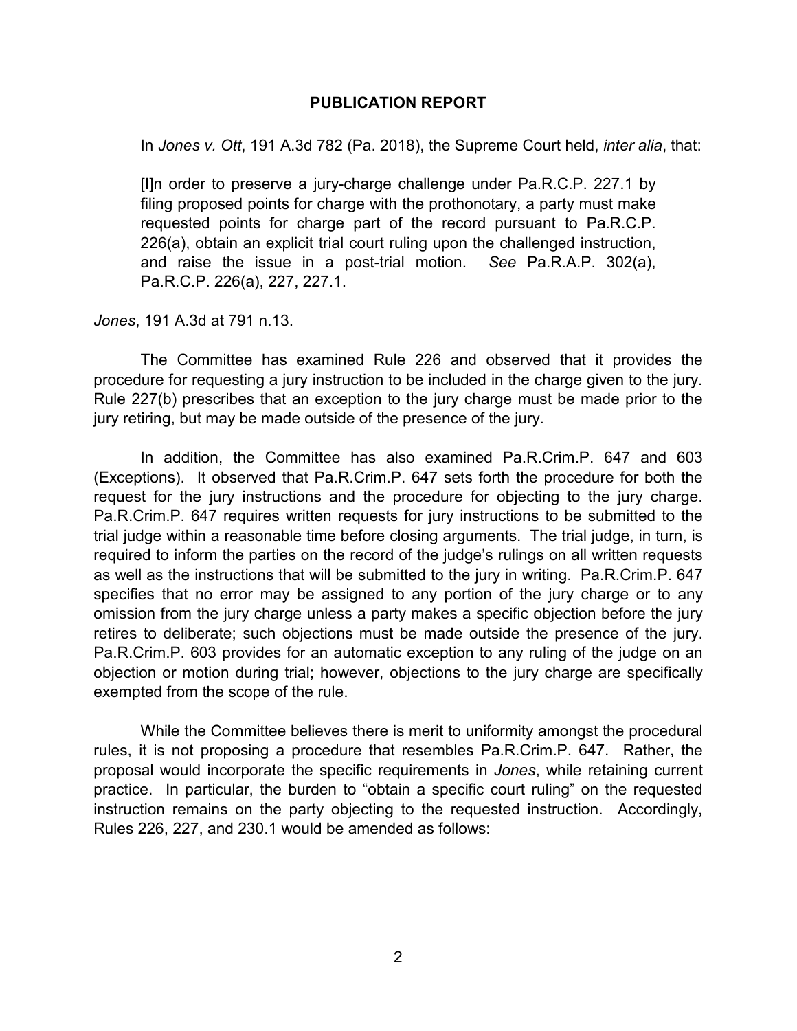## PUBLICATION REPORT

In *Jones v. Ott*, 191 A.3d 782 (Pa. 2018), the Supreme Court held, *inter alia*, that:

> [I]n order to preserve a jury-charge challenge under Pa.R.C.P. 227.1 by filing proposed points for charge with the prothonotary, a party must make requested points for charge part of the record pursuant to Pa.R.C.P. 226(a), obtain an explicit trial court ruling upon the challenged instruction, and raise the issue in a post-trial motion. *See* Pa.R.A.P. 302(a), Pa.R.C.P. 226(a), 227, 227.1.

*Jones*, 191 A.3d at 791 n.13.

The Committee has examined Rule 226 and observed that it provides the procedure for requesting a jury instruction to be included in the charge given to the jury. Rule 227(b) prescribes that an exception to the jury charge must be made prior to the jury retiring, but may be made outside of the presence of the jury.

In addition, the Committee has also examined Pa.R.Crim.P. 647 and 603 (Exceptions). It observed that Pa.R.Crim.P. 647 sets forth the procedure for both the request for the jury instructions and the procedure for objecting to the jury charge. Pa.R.Crim.P. 647 requires written requests for jury instructions to be submitted to the trial judge within a reasonable time before closing arguments. The trial judge, in turn, is required to inform the parties on the record of the judge's rulings on all written requests as well as the instructions that will be submitted to the jury in writing. Pa.R.Crim.P. 647 specifies that no error may be assigned to any portion of the jury charge or to any omission from the jury charge unless a party makes a specific objection before the jury retires to deliberate; such objections must be made outside the presence of the jury. Pa.R.Crim.P. 603 provides for an automatic exception to any ruling of the judge on an objection or motion during trial; however, objections to the jury charge are specifically exempted from the scope of the rule.

While the Committee believes there is merit to uniformity amongst the procedural rules, it is not proposing a procedure that resembles Pa.R.Crim.P. 647. Rather, the proposal would incorporate the specific requirements in *Jones*, while retaining current practice. In particular, the burden to "obtain a specific court ruling" on the requested instruction remains on the party objecting to the requested instruction. Accordingly, Rules 226, 227, and 230.1 would be amended as follows: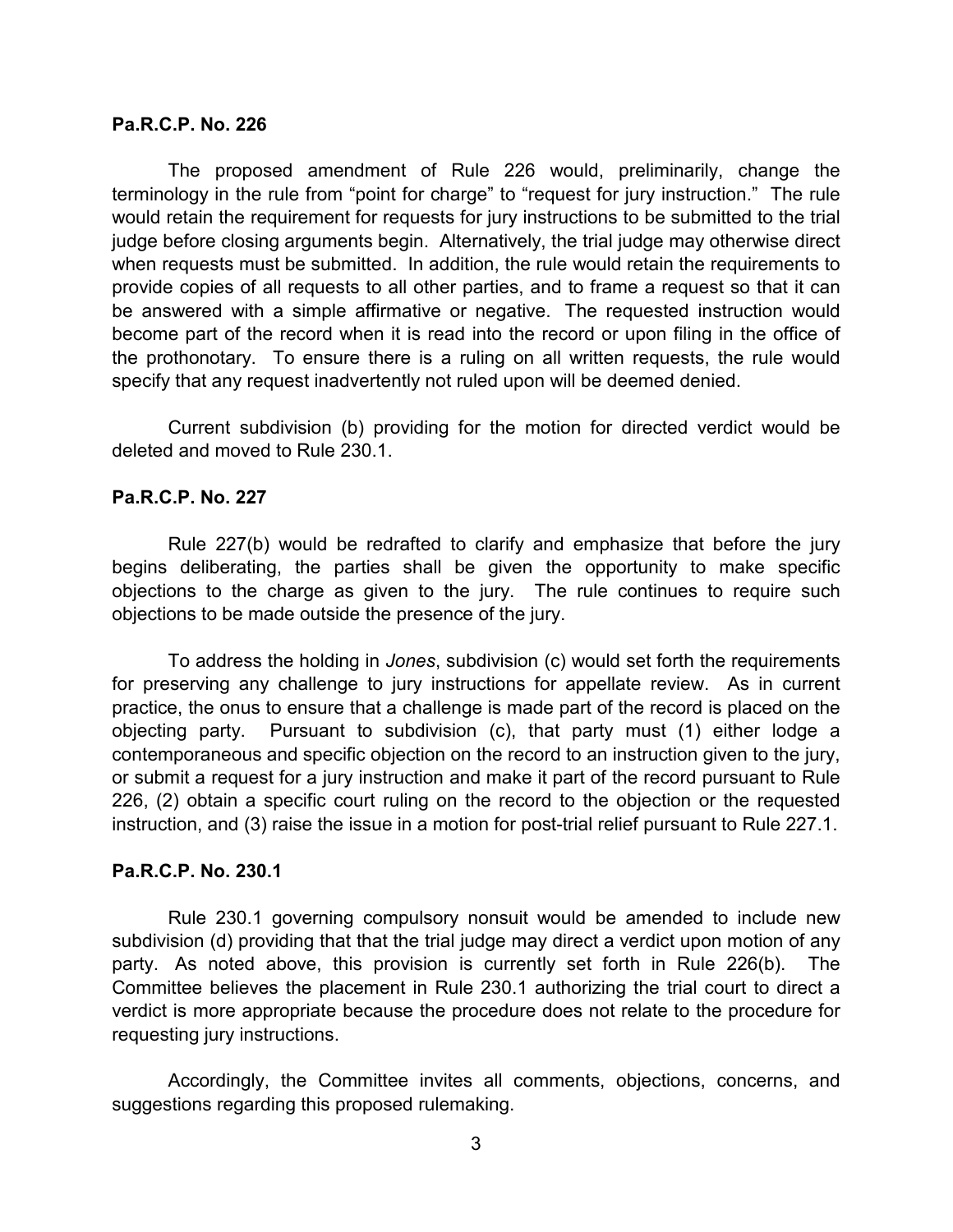**Pa.R.C.P. No. 226**

The proposed amendment of Rule 226 would, preliminarily, change the terminology in the rule from "point for charge" to "request for jury instruction." The rule would retain the requirement for requests for jury instructions to be submitted to the trial judge before closing arguments begin. Alternatively, the trial judge may otherwise direct when requests must be submitted. In addition, the rule would retain the requirements to provide copies of all requests to all other parties, and to frame a request so that it can be answered with a simple affirmative or negative. The requested instruction would become part of the record when it is read into the record or upon filing in the office of the prothonotary. To ensure there is a ruling on all written requests, the rule would specify that any request inadvertently not ruled upon will be deemed denied.

Current subdivision (b) providing for the motion for directed verdict would be deleted and moved to Rule 230.1.

**Pa.R.C.P. No. 227**

Rule 227(b) would be redrafted to clarify and emphasize that before the jury begins deliberating, the parties shall be given the opportunity to make specific objections to the charge as given to the jury. The rule continues to require such objections to be made outside the presence of the jury.

To address the holding in *Jones*, subdivision (c) would set forth the requirements for preserving any challenge to jury instructions for appellate review. As in current practice, the onus to ensure that a challenge is made part of the record is placed on the objecting party. Pursuant to subdivision (c), that party must (1) either lodge a contemporaneous and specific objection on the record to an instruction given to the jury, or submit a request for a jury instruction and make it part of the record pursuant to Rule 226, (2) obtain a specific court ruling on the record to the objection or the requested instruction, and (3) raise the issue in a motion for post-trial relief pursuant to Rule 227.1.

**Pa.R.C.P. No. 230.1**

Rule 230.1 governing compulsory nonsuit would be amended to include new subdivision (d) providing that that the trial judge may direct a verdict upon motion of any party. As noted above, this provision is currently set forth in Rule 226(b). The Committee believes the placement in Rule 230.1 authorizing the trial court to direct a verdict is more appropriate because the procedure does not relate to the procedure for requesting jury instructions.

Accordingly, the Committee invites all comments, objections, concerns, and suggestions regarding this proposed rulemaking.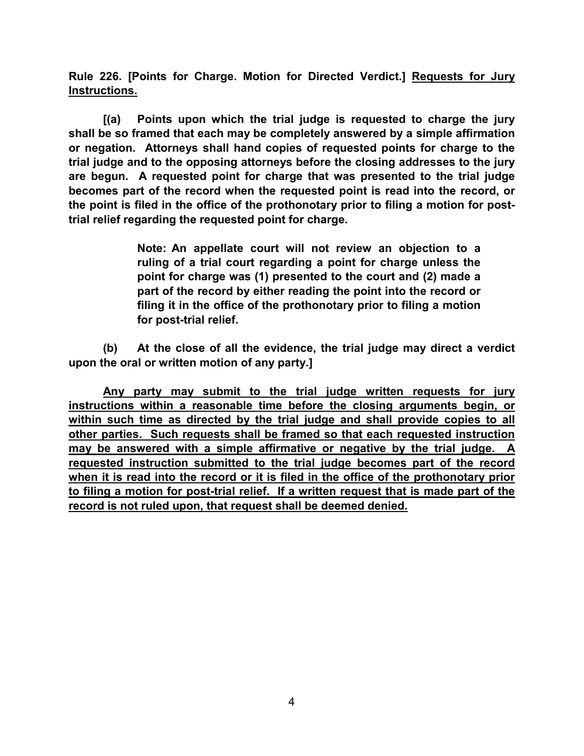**Rule 226. [Points for Charge. Motion for Directed Verdict.] <u>Requests for Jury Instructions.</u>**

**[(a) Points upon which the trial judge is requested to charge the jury shall be so framed that each may be completely answered by a simple affirmation or negation. Attorneys shall hand copies of requested points for charge to the trial judge and to the opposing attorneys before the closing addresses to the jury are begun. A requested point for charge that was presented to the trial judge becomes part of the record when the requested point is read into the record, or the point is filed in the office of the prothonotary prior to filing a motion for post-trial relief regarding the requested point for charge.**

> **Note: An appellate court will not review an objection to a ruling of a trial court regarding a point for charge unless the point for charge was (1) presented to the court and (2) made a part of the record by either reading the point into the record or filing it in the office of the prothonotary prior to filing a motion for post-trial relief.**

**(b) At the close of all the evidence, the trial judge may direct a verdict upon the oral or written motion of any party.]**

**<u>Any party may submit to the trial judge written requests for jury instructions within a reasonable time before the closing arguments begin, or within such time as directed by the trial judge and shall provide copies to all other parties. Such requests shall be framed so that each requested instruction may be answered with a simple affirmative or negative by the trial judge. A requested instruction submitted to the trial judge becomes part of the record when it is read into the record or it is filed in the office of the prothonotary prior to filing a motion for post-trial relief. If a written request that is made part of the record is not ruled upon, that request shall be deemed denied.</u>**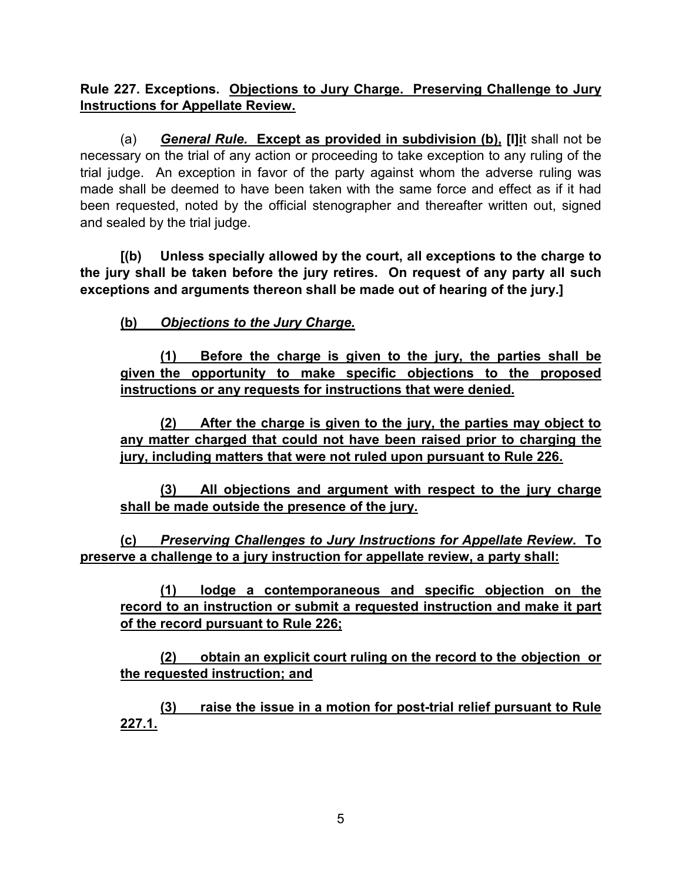**Rule 227. Exceptions. Objections to Jury Charge. Preserving Challenge to Jury Instructions for Appellate Review.**

(a) ***General Rule.*** **Except as provided in subdivision (b), [I]i**t shall not be necessary on the trial of any action or proceeding to take exception to any ruling of the trial judge. An exception in favor of the party against whom the adverse ruling was made shall be deemed to have been taken with the same force and effect as if it had been requested, noted by the official stenographer and thereafter written out, signed and sealed by the trial judge.

**[(b) Unless specially allowed by the court, all exceptions to the charge to the jury shall be taken before the jury retires. On request of any party all such exceptions and arguments thereon shall be made out of hearing of the jury.]**

**(b)** ***Objections to the Jury Charge.***

**(1) Before the charge is given to the jury, the parties shall be given the opportunity to make specific objections to the proposed instructions or any requests for instructions that were denied.**

**(2) After the charge is given to the jury, the parties may object to any matter charged that could not have been raised prior to charging the jury, including matters that were not ruled upon pursuant to Rule 226.**

**(3) All objections and argument with respect to the jury charge shall be made outside the presence of the jury.**

**(c)** ***Preserving Challenges to Jury Instructions for Appellate Review*****. To preserve a challenge to a jury instruction for appellate review, a party shall:**

**(1) lodge a contemporaneous and specific objection on the record to an instruction or submit a requested instruction and make it part of the record pursuant to Rule 226;**

**(2) obtain an explicit court ruling on the record to the objection or the requested instruction; and**

**(3) raise the issue in a motion for post-trial relief pursuant to Rule 227.1.**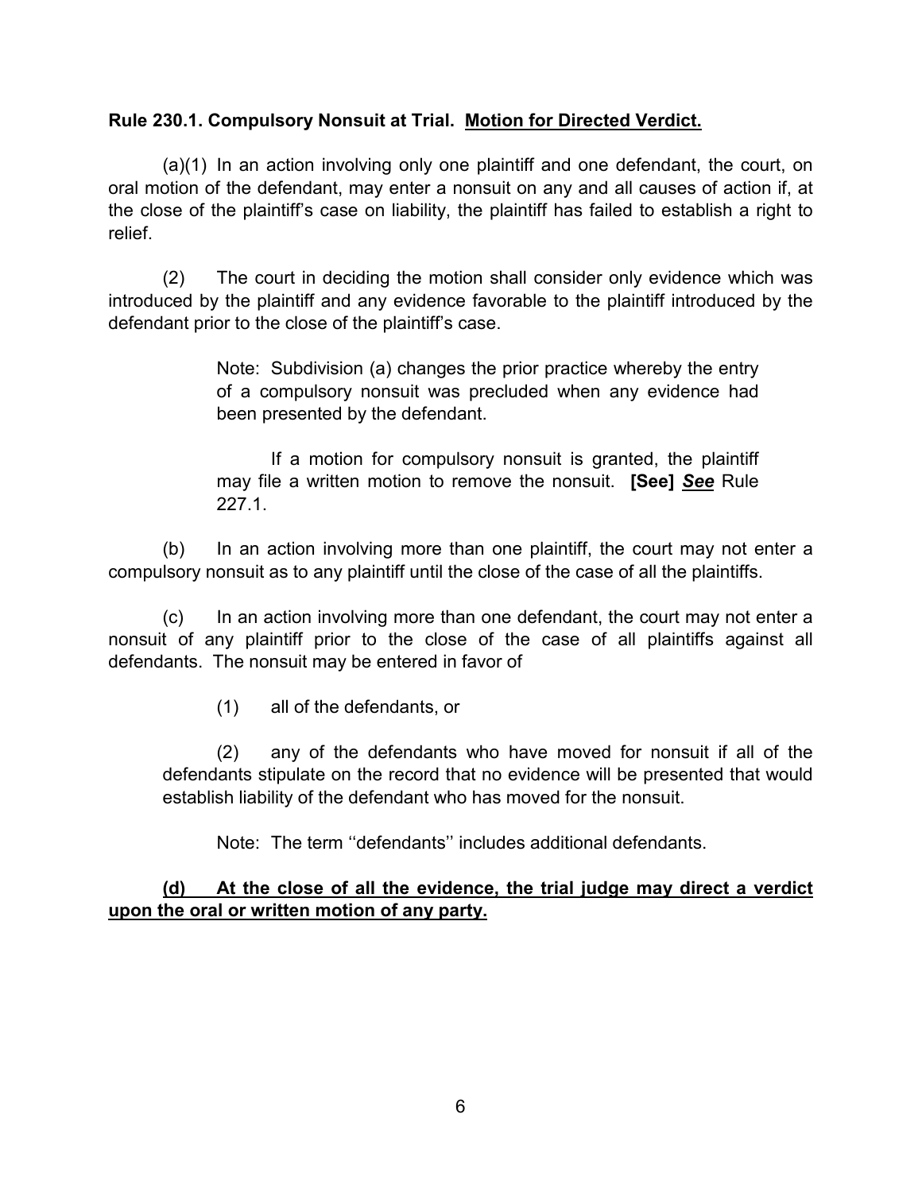**Rule 230.1. Compulsory Nonsuit at Trial. <u>Motion for Directed Verdict.</u>**

(a)(1) In an action involving only one plaintiff and one defendant, the court, on oral motion of the defendant, may enter a nonsuit on any and all causes of action if, at the close of the plaintiff's case on liability, the plaintiff has failed to establish a right to relief.

(2) The court in deciding the motion shall consider only evidence which was introduced by the plaintiff and any evidence favorable to the plaintiff introduced by the defendant prior to the close of the plaintiff's case.

> Note: Subdivision (a) changes the prior practice whereby the entry of a compulsory nonsuit was precluded when any evidence had been presented by the defendant.
>
> If a motion for compulsory nonsuit is granted, the plaintiff may file a written motion to remove the nonsuit. **[See]** ***<u>See</u>*** Rule 227.1.

(b) In an action involving more than one plaintiff, the court may not enter a compulsory nonsuit as to any plaintiff until the close of the case of all the plaintiffs.

(c) In an action involving more than one defendant, the court may not enter a nonsuit of any plaintiff prior to the close of the case of all plaintiffs against all defendants. The nonsuit may be entered in favor of

(1) all of the defendants, or

(2) any of the defendants who have moved for nonsuit if all of the defendants stipulate on the record that no evidence will be presented that would establish liability of the defendant who has moved for the nonsuit.

> Note: The term ''defendants'' includes additional defendants.

**<u>(d) At the close of all the evidence, the trial judge may direct a verdict upon the oral or written motion of any party.</u>**